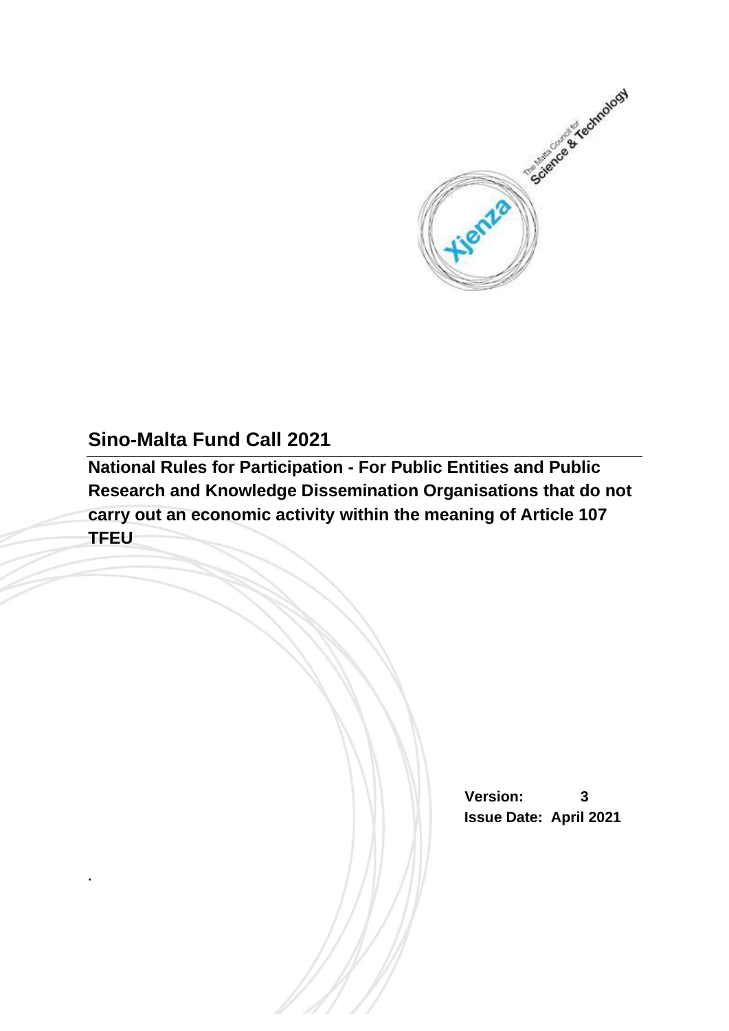# Sino-Malta Fund Call 2021

## National Rules for Participation - For Public Entities and Public Research and Knowledge Dissemination Organisations that do not carry out an economic activity within the meaning of Article 107 TFEU

**Version:** 3

**Issue Date:** April 2021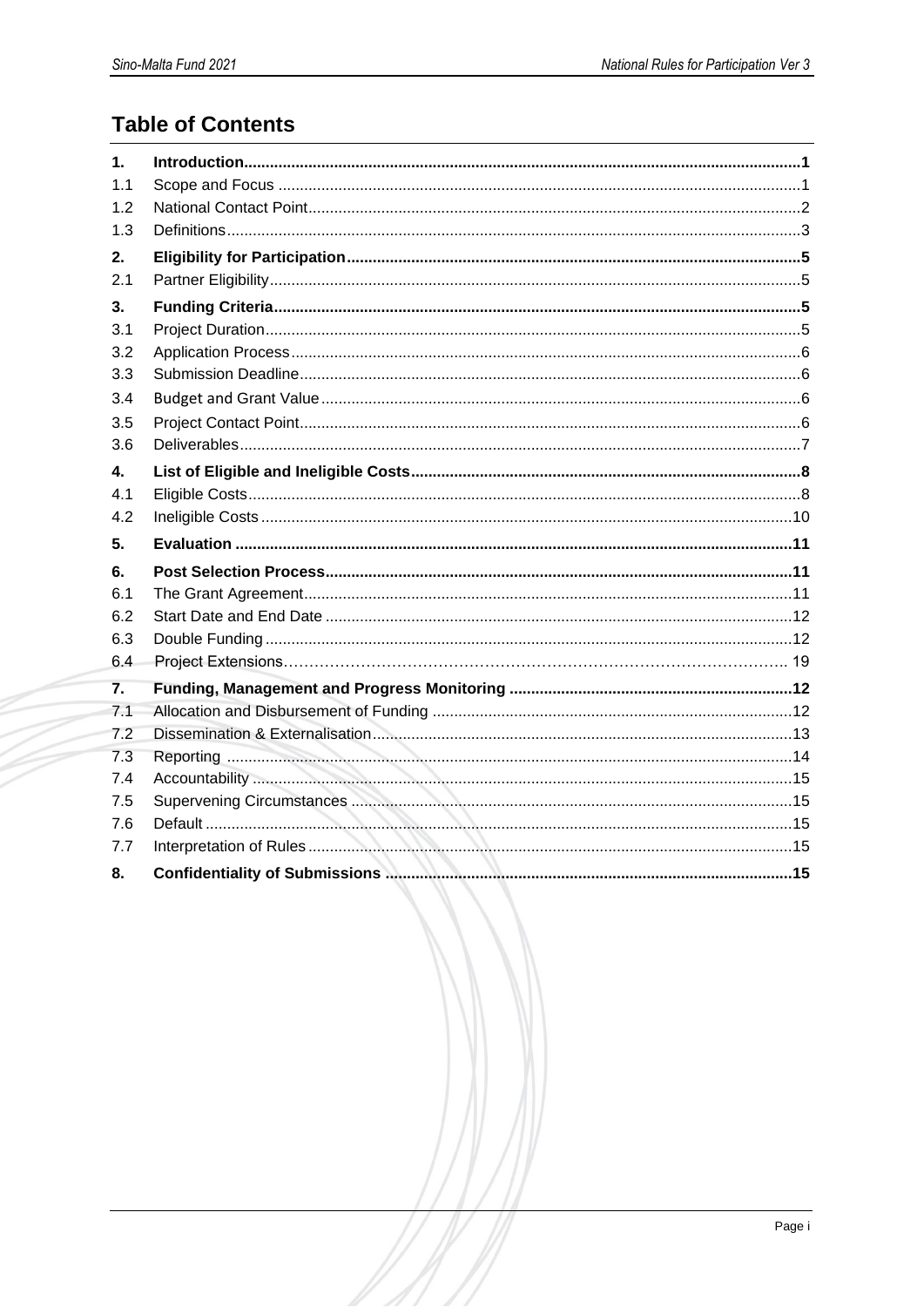# Table of Contents

| | | |
|---|---|---|
| **1.** | **Introduction** | **1** |
| 1.1 | Scope and Focus | 1 |
| 1.2 | National Contact Point | 2 |
| 1.3 | Definitions | 3 |
| **2.** | **Eligibility for Participation** | **5** |
| 2.1 | Partner Eligibility | 5 |
| **3.** | **Funding Criteria** | **5** |
| 3.1 | Project Duration | 5 |
| 3.2 | Application Process | 6 |
| 3.3 | Submission Deadline | 6 |
| 3.4 | Budget and Grant Value | 6 |
| 3.5 | Project Contact Point | 6 |
| 3.6 | Deliverables | 7 |
| **4.** | **List of Eligible and Ineligible Costs** | **8** |
| 4.1 | Eligible Costs | 8 |
| 4.2 | Ineligible Costs | 10 |
| **5.** | **Evaluation** | **11** |
| **6.** | **Post Selection Process** | **11** |
| 6.1 | The Grant Agreement | 11 |
| 6.2 | Start Date and End Date | 12 |
| 6.3 | Double Funding | 12 |
| 6.4 | Project Extensions | 19 |
| **7.** | **Funding, Management and Progress Monitoring** | **12** |
| 7.1 | Allocation and Disbursement of Funding | 12 |
| 7.2 | Dissemination & Externalisation | 13 |
| 7.3 | Reporting | 14 |
| 7.4 | Accountability | 15 |
| 7.5 | Supervening Circumstances | 15 |
| 7.6 | Default | 15 |
| 7.7 | Interpretation of Rules | 15 |
| **8.** | **Confidentiality of Submissions** | **15** |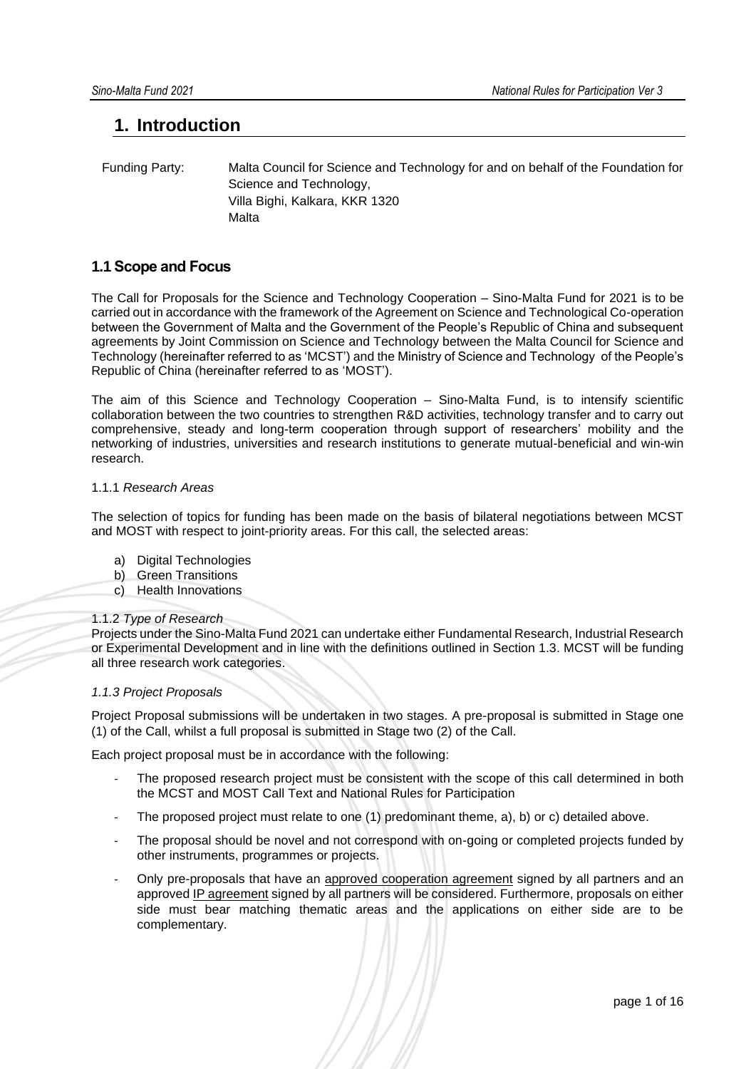# 1. Introduction

Funding Party: Malta Council for Science and Technology for and on behalf of the Foundation for Science and Technology,
Villa Bighi, Kalkara, KKR 1320
Malta

## 1.1 Scope and Focus

The Call for Proposals for the Science and Technology Cooperation – Sino-Malta Fund for 2021 is to be carried out in accordance with the framework of the Agreement on Science and Technological Co-operation between the Government of Malta and the Government of the People's Republic of China and subsequent agreements by Joint Commission on Science and Technology between the Malta Council for Science and Technology (hereinafter referred to as 'MCST') and the Ministry of Science and Technology of the People's Republic of China (hereinafter referred to as 'MOST').

The aim of this Science and Technology Cooperation – Sino-Malta Fund, is to intensify scientific collaboration between the two countries to strengthen R&D activities, technology transfer and to carry out comprehensive, steady and long-term cooperation through support of researchers' mobility and the networking of industries, universities and research institutions to generate mutual-beneficial and win-win research.

### 1.1.1 *Research Areas*

The selection of topics for funding has been made on the basis of bilateral negotiations between MCST and MOST with respect to joint-priority areas. For this call, the selected areas:

a) Digital Technologies
b) Green Transitions
c) Health Innovations

### 1.1.2 *Type of Research*

Projects under the Sino-Malta Fund 2021 can undertake either Fundamental Research, Industrial Research or Experimental Development and in line with the definitions outlined in Section 1.3. MCST will be funding all three research work categories.

### *1.1.3 Project Proposals*

Project Proposal submissions will be undertaken in two stages. A pre-proposal is submitted in Stage one (1) of the Call, whilst a full proposal is submitted in Stage two (2) of the Call.

Each project proposal must be in accordance with the following:

- The proposed research project must be consistent with the scope of this call determined in both the MCST and MOST Call Text and National Rules for Participation
- The proposed project must relate to one (1) predominant theme, a), b) or c) detailed above.
- The proposal should be novel and not correspond with on-going or completed projects funded by other instruments, programmes or projects.
- Only pre-proposals that have an approved cooperation agreement signed by all partners and an approved IP agreement signed by all partners will be considered. Furthermore, proposals on either side must bear matching thematic areas and the applications on either side are to be complementary.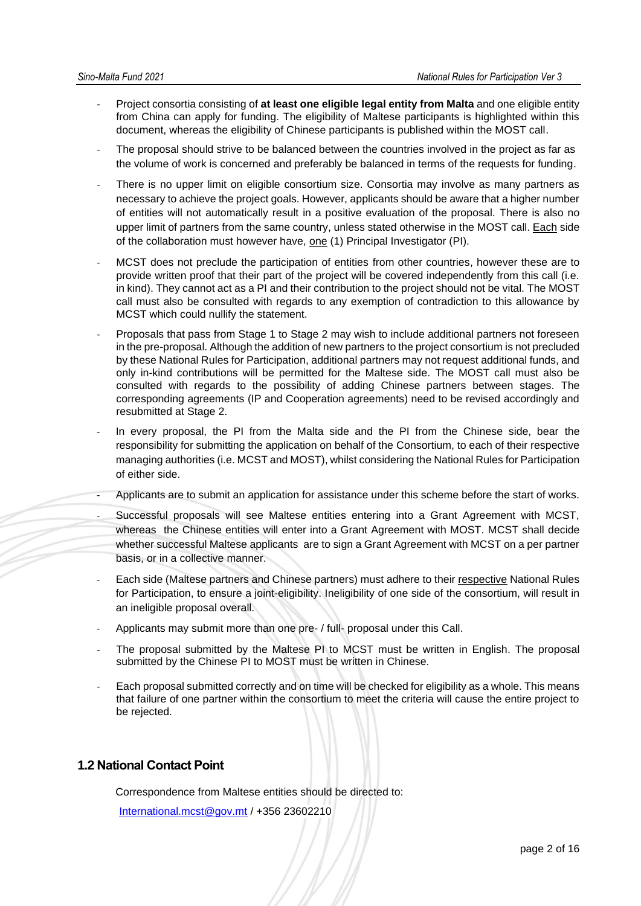- Project consortia consisting of **at least one eligible legal entity from Malta** and one eligible entity from China can apply for funding. The eligibility of Maltese participants is highlighted within this document, whereas the eligibility of Chinese participants is published within the MOST call.
- The proposal should strive to be balanced between the countries involved in the project as far as the volume of work is concerned and preferably be balanced in terms of the requests for funding.
- There is no upper limit on eligible consortium size. Consortia may involve as many partners as necessary to achieve the project goals. However, applicants should be aware that a higher number of entities will not automatically result in a positive evaluation of the proposal. There is also no upper limit of partners from the same country, unless stated otherwise in the MOST call. Each side of the collaboration must however have, one (1) Principal Investigator (PI).
- MCST does not preclude the participation of entities from other countries, however these are to provide written proof that their part of the project will be covered independently from this call (i.e. in kind). They cannot act as a PI and their contribution to the project should not be vital. The MOST call must also be consulted with regards to any exemption of contradiction to this allowance by MCST which could nullify the statement.
- Proposals that pass from Stage 1 to Stage 2 may wish to include additional partners not foreseen in the pre-proposal. Although the addition of new partners to the project consortium is not precluded by these National Rules for Participation, additional partners may not request additional funds, and only in-kind contributions will be permitted for the Maltese side. The MOST call must also be consulted with regards to the possibility of adding Chinese partners between stages. The corresponding agreements (IP and Cooperation agreements) need to be revised accordingly and resubmitted at Stage 2.
- In every proposal, the PI from the Malta side and the PI from the Chinese side, bear the responsibility for submitting the application on behalf of the Consortium, to each of their respective managing authorities (i.e. MCST and MOST), whilst considering the National Rules for Participation of either side.
- Applicants are to submit an application for assistance under this scheme before the start of works.
- Successful proposals will see Maltese entities entering into a Grant Agreement with MCST, whereas the Chinese entities will enter into a Grant Agreement with MOST. MCST shall decide whether successful Maltese applicants are to sign a Grant Agreement with MCST on a per partner basis, or in a collective manner.
- Each side (Maltese partners and Chinese partners) must adhere to their respective National Rules for Participation, to ensure a joint-eligibility. Ineligibility of one side of the consortium, will result in an ineligible proposal overall.
- Applicants may submit more than one pre- / full- proposal under this Call.
- The proposal submitted by the Maltese PI to MCST must be written in English. The proposal submitted by the Chinese PI to MOST must be written in Chinese.
- Each proposal submitted correctly and on time will be checked for eligibility as a whole. This means that failure of one partner within the consortium to meet the criteria will cause the entire project to be rejected.

## 1.2 National Contact Point

Correspondence from Maltese entities should be directed to:

International.mcst@gov.mt / +356 23602210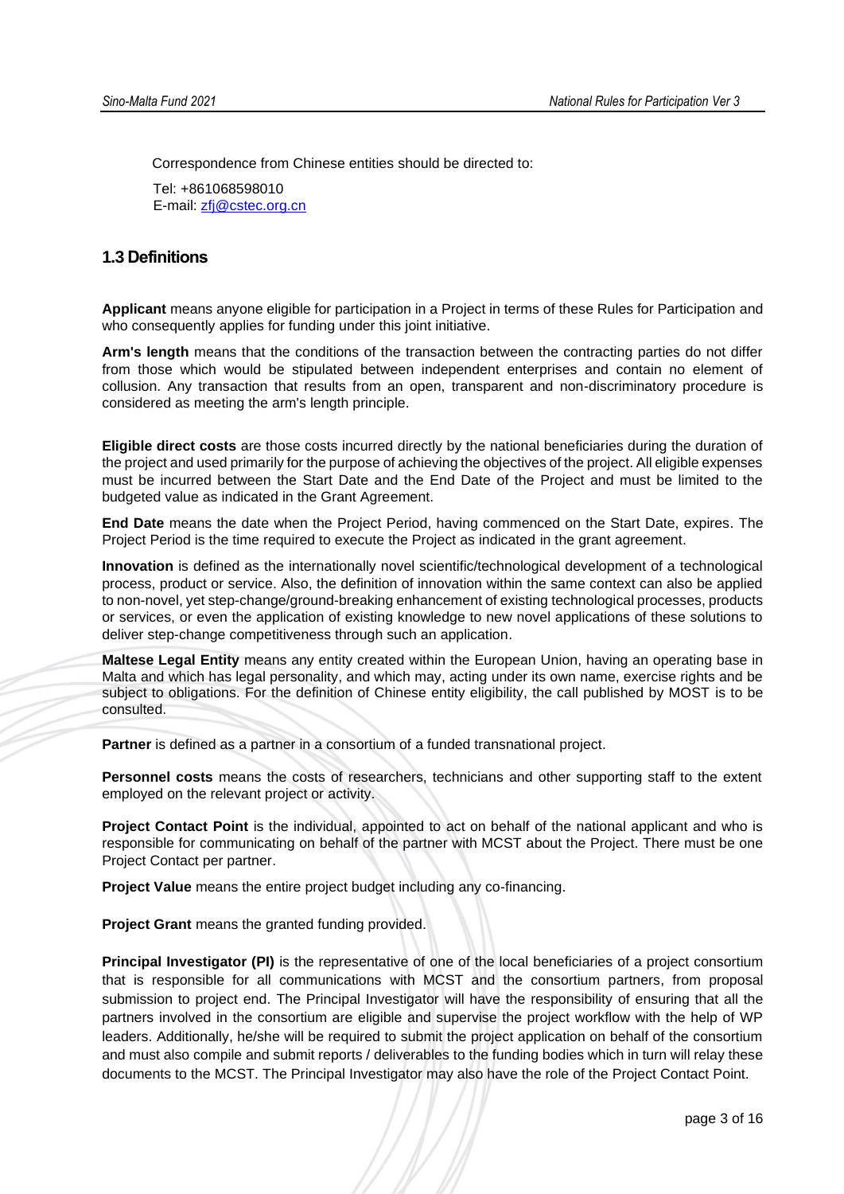Correspondence from Chinese entities should be directed to:

Tel: +861068598010
E-mail: [zfj@cstec.org.cn](mailto:zfj@cstec.org.cn)

## 1.3 Definitions

**Applicant** means anyone eligible for participation in a Project in terms of these Rules for Participation and who consequently applies for funding under this joint initiative.

**Arm's length** means that the conditions of the transaction between the contracting parties do not differ from those which would be stipulated between independent enterprises and contain no element of collusion. Any transaction that results from an open, transparent and non-discriminatory procedure is considered as meeting the arm's length principle.

**Eligible direct costs** are those costs incurred directly by the national beneficiaries during the duration of the project and used primarily for the purpose of achieving the objectives of the project. All eligible expenses must be incurred between the Start Date and the End Date of the Project and must be limited to the budgeted value as indicated in the Grant Agreement.

**End Date** means the date when the Project Period, having commenced on the Start Date, expires. The Project Period is the time required to execute the Project as indicated in the grant agreement.

**Innovation** is defined as the internationally novel scientific/technological development of a technological process, product or service. Also, the definition of innovation within the same context can also be applied to non-novel, yet step-change/ground-breaking enhancement of existing technological processes, products or services, or even the application of existing knowledge to new novel applications of these solutions to deliver step-change competitiveness through such an application.

**Maltese Legal Entity** means any entity created within the European Union, having an operating base in Malta and which has legal personality, and which may, acting under its own name, exercise rights and be subject to obligations. For the definition of Chinese entity eligibility, the call published by MOST is to be consulted.

**Partner** is defined as a partner in a consortium of a funded transnational project.

**Personnel costs** means the costs of researchers, technicians and other supporting staff to the extent employed on the relevant project or activity.

**Project Contact Point** is the individual, appointed to act on behalf of the national applicant and who is responsible for communicating on behalf of the partner with MCST about the Project. There must be one Project Contact per partner.

**Project Value** means the entire project budget including any co-financing.

**Project Grant** means the granted funding provided.

**Principal Investigator (PI)** is the representative of one of the local beneficiaries of a project consortium that is responsible for all communications with MCST and the consortium partners, from proposal submission to project end. The Principal Investigator will have the responsibility of ensuring that all the partners involved in the consortium are eligible and supervise the project workflow with the help of WP leaders. Additionally, he/she will be required to submit the project application on behalf of the consortium and must also compile and submit reports / deliverables to the funding bodies which in turn will relay these documents to the MCST. The Principal Investigator may also have the role of the Project Contact Point.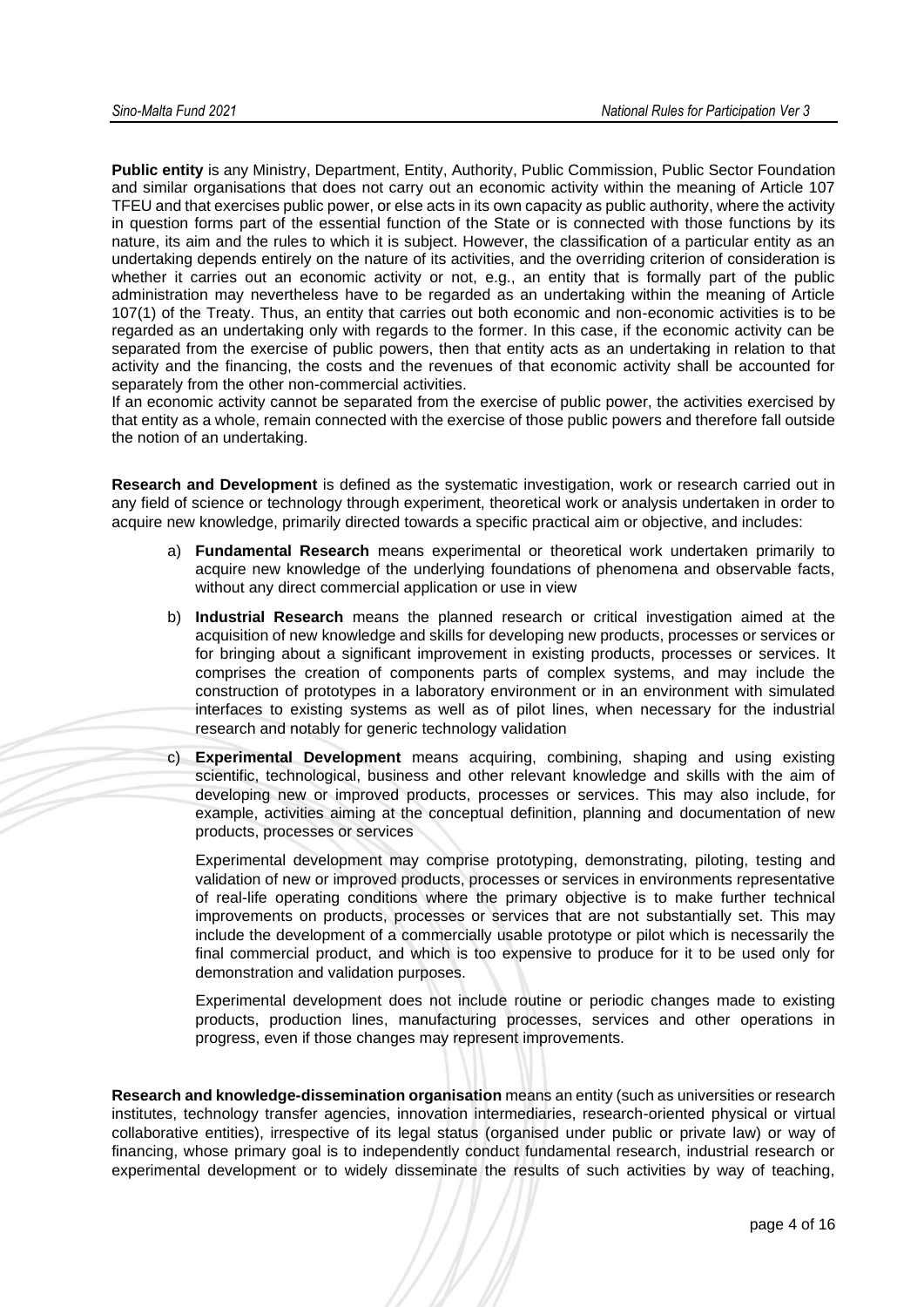**Public entity** is any Ministry, Department, Entity, Authority, Public Commission, Public Sector Foundation and similar organisations that does not carry out an economic activity within the meaning of Article 107 TFEU and that exercises public power, or else acts in its own capacity as public authority, where the activity in question forms part of the essential function of the State or is connected with those functions by its nature, its aim and the rules to which it is subject. However, the classification of a particular entity as an undertaking depends entirely on the nature of its activities, and the overriding criterion of consideration is whether it carries out an economic activity or not, e.g., an entity that is formally part of the public administration may nevertheless have to be regarded as an undertaking within the meaning of Article 107(1) of the Treaty. Thus, an entity that carries out both economic and non-economic activities is to be regarded as an undertaking only with regards to the former. In this case, if the economic activity can be separated from the exercise of public powers, then that entity acts as an undertaking in relation to that activity and the financing, the costs and the revenues of that economic activity shall be accounted for separately from the other non-commercial activities.

If an economic activity cannot be separated from the exercise of public power, the activities exercised by that entity as a whole, remain connected with the exercise of those public powers and therefore fall outside the notion of an undertaking.

**Research and Development** is defined as the systematic investigation, work or research carried out in any field of science or technology through experiment, theoretical work or analysis undertaken in order to acquire new knowledge, primarily directed towards a specific practical aim or objective, and includes:

a) **Fundamental Research** means experimental or theoretical work undertaken primarily to acquire new knowledge of the underlying foundations of phenomena and observable facts, without any direct commercial application or use in view

b) **Industrial Research** means the planned research or critical investigation aimed at the acquisition of new knowledge and skills for developing new products, processes or services or for bringing about a significant improvement in existing products, processes or services. It comprises the creation of components parts of complex systems, and may include the construction of prototypes in a laboratory environment or in an environment with simulated interfaces to existing systems as well as of pilot lines, when necessary for the industrial research and notably for generic technology validation

c) **Experimental Development** means acquiring, combining, shaping and using existing scientific, technological, business and other relevant knowledge and skills with the aim of developing new or improved products, processes or services. This may also include, for example, activities aiming at the conceptual definition, planning and documentation of new products, processes or services

   Experimental development may comprise prototyping, demonstrating, piloting, testing and validation of new or improved products, processes or services in environments representative of real-life operating conditions where the primary objective is to make further technical improvements on products, processes or services that are not substantially set. This may include the development of a commercially usable prototype or pilot which is necessarily the final commercial product, and which is too expensive to produce for it to be used only for demonstration and validation purposes.

   Experimental development does not include routine or periodic changes made to existing products, production lines, manufacturing processes, services and other operations in progress, even if those changes may represent improvements.

**Research and knowledge-dissemination organisation** means an entity (such as universities or research institutes, technology transfer agencies, innovation intermediaries, research-oriented physical or virtual collaborative entities), irrespective of its legal status (organised under public or private law) or way of financing, whose primary goal is to independently conduct fundamental research, industrial research or experimental development or to widely disseminate the results of such activities by way of teaching,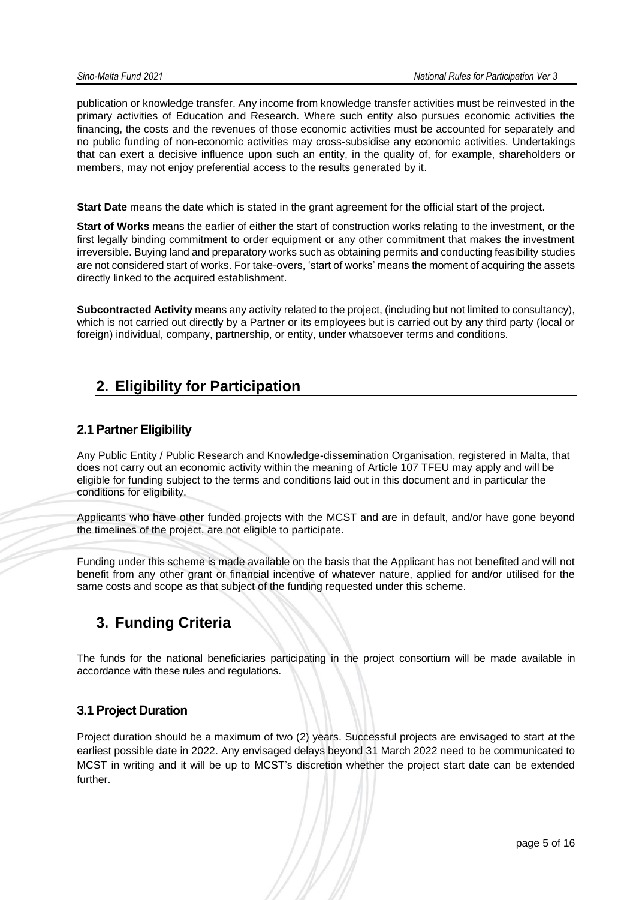publication or knowledge transfer. Any income from knowledge transfer activities must be reinvested in the primary activities of Education and Research. Where such entity also pursues economic activities the financing, the costs and the revenues of those economic activities must be accounted for separately and no public funding of non-economic activities may cross-subsidise any economic activities. Undertakings that can exert a decisive influence upon such an entity, in the quality of, for example, shareholders or members, may not enjoy preferential access to the results generated by it.

**Start Date** means the date which is stated in the grant agreement for the official start of the project.

**Start of Works** means the earlier of either the start of construction works relating to the investment, or the first legally binding commitment to order equipment or any other commitment that makes the investment irreversible. Buying land and preparatory works such as obtaining permits and conducting feasibility studies are not considered start of works. For take-overs, 'start of works' means the moment of acquiring the assets directly linked to the acquired establishment.

**Subcontracted Activity** means any activity related to the project, (including but not limited to consultancy), which is not carried out directly by a Partner or its employees but is carried out by any third party (local or foreign) individual, company, partnership, or entity, under whatsoever terms and conditions.

# 2. Eligibility for Participation

## 2.1 Partner Eligibility

Any Public Entity / Public Research and Knowledge-dissemination Organisation, registered in Malta, that does not carry out an economic activity within the meaning of Article 107 TFEU may apply and will be eligible for funding subject to the terms and conditions laid out in this document and in particular the conditions for eligibility.

Applicants who have other funded projects with the MCST and are in default, and/or have gone beyond the timelines of the project, are not eligible to participate.

Funding under this scheme is made available on the basis that the Applicant has not benefited and will not benefit from any other grant or financial incentive of whatever nature, applied for and/or utilised for the same costs and scope as that subject of the funding requested under this scheme.

# 3. Funding Criteria

The funds for the national beneficiaries participating in the project consortium will be made available in accordance with these rules and regulations.

## 3.1 Project Duration

Project duration should be a maximum of two (2) years. Successful projects are envisaged to start at the earliest possible date in 2022. Any envisaged delays beyond 31 March 2022 need to be communicated to MCST in writing and it will be up to MCST's discretion whether the project start date can be extended further.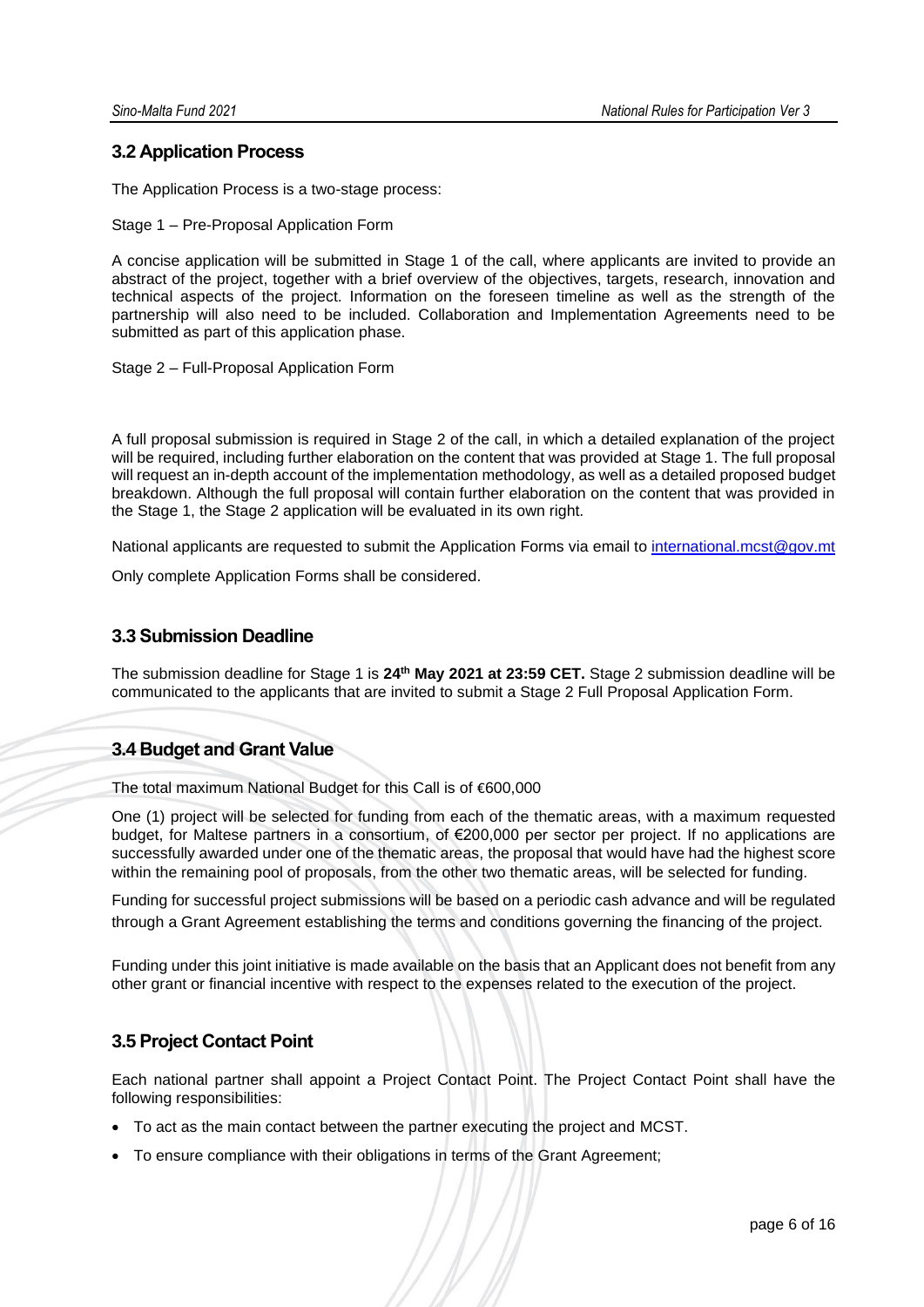## 3.2 Application Process

The Application Process is a two-stage process:

Stage 1 – Pre-Proposal Application Form

A concise application will be submitted in Stage 1 of the call, where applicants are invited to provide an abstract of the project, together with a brief overview of the objectives, targets, research, innovation and technical aspects of the project. Information on the foreseen timeline as well as the strength of the partnership will also need to be included. Collaboration and Implementation Agreements need to be submitted as part of this application phase.

Stage 2 – Full-Proposal Application Form

A full proposal submission is required in Stage 2 of the call, in which a detailed explanation of the project will be required, including further elaboration on the content that was provided at Stage 1. The full proposal will request an in-depth account of the implementation methodology, as well as a detailed proposed budget breakdown. Although the full proposal will contain further elaboration on the content that was provided in the Stage 1, the Stage 2 application will be evaluated in its own right.

National applicants are requested to submit the Application Forms via email to [international.mcst@gov.mt](mailto:international.mcst@gov.mt)

Only complete Application Forms shall be considered.

## 3.3 Submission Deadline

The submission deadline for Stage 1 is **24th May 2021 at 23:59 CET.** Stage 2 submission deadline will be communicated to the applicants that are invited to submit a Stage 2 Full Proposal Application Form.

## 3.4 Budget and Grant Value

The total maximum National Budget for this Call is of €600,000

One (1) project will be selected for funding from each of the thematic areas, with a maximum requested budget, for Maltese partners in a consortium, of €200,000 per sector per project. If no applications are successfully awarded under one of the thematic areas, the proposal that would have had the highest score within the remaining pool of proposals, from the other two thematic areas, will be selected for funding.

Funding for successful project submissions will be based on a periodic cash advance and will be regulated through a Grant Agreement establishing the terms and conditions governing the financing of the project.

Funding under this joint initiative is made available on the basis that an Applicant does not benefit from any other grant or financial incentive with respect to the expenses related to the execution of the project.

## 3.5 Project Contact Point

Each national partner shall appoint a Project Contact Point. The Project Contact Point shall have the following responsibilities:

- To act as the main contact between the partner executing the project and MCST.
- To ensure compliance with their obligations in terms of the Grant Agreement;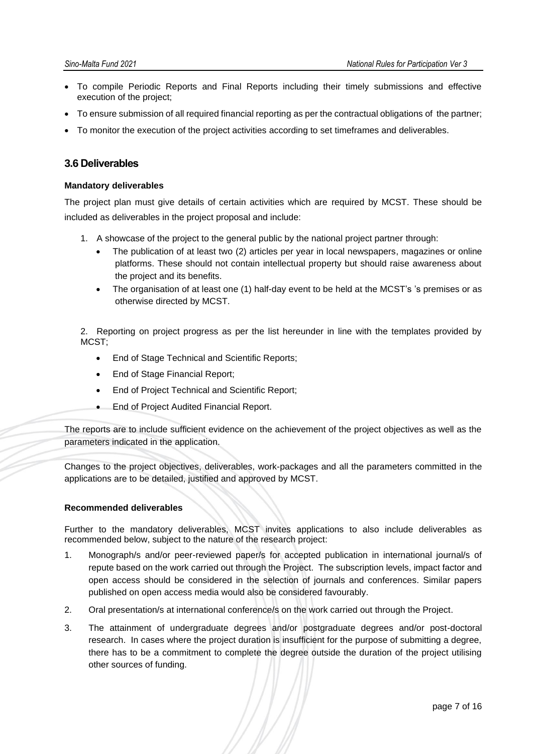- To compile Periodic Reports and Final Reports including their timely submissions and effective execution of the project;
- To ensure submission of all required financial reporting as per the contractual obligations of the partner;
- To monitor the execution of the project activities according to set timeframes and deliverables.

## 3.6 Deliverables

**Mandatory deliverables**

The project plan must give details of certain activities which are required by MCST. These should be included as deliverables in the project proposal and include:

1. A showcase of the project to the general public by the national project partner through:
   - The publication of at least two (2) articles per year in local newspapers, magazines or online platforms. These should not contain intellectual property but should raise awareness about the project and its benefits.
   - The organisation of at least one (1) half-day event to be held at the MCST's 's premises or as otherwise directed by MCST.

2. Reporting on project progress as per the list hereunder in line with the templates provided by MCST;
   - End of Stage Technical and Scientific Reports;
   - End of Stage Financial Report;
   - End of Project Technical and Scientific Report;
   - End of Project Audited Financial Report.

The reports are to include sufficient evidence on the achievement of the project objectives as well as the parameters indicated in the application.

Changes to the project objectives, deliverables, work-packages and all the parameters committed in the applications are to be detailed, justified and approved by MCST.

**Recommended deliverables**

Further to the mandatory deliverables, MCST invites applications to also include deliverables as recommended below, subject to the nature of the research project:

1. Monograph/s and/or peer-reviewed paper/s for accepted publication in international journal/s of repute based on the work carried out through the Project. The subscription levels, impact factor and open access should be considered in the selection of journals and conferences. Similar papers published on open access media would also be considered favourably.
2. Oral presentation/s at international conference/s on the work carried out through the Project.
3. The attainment of undergraduate degrees and/or postgraduate degrees and/or post-doctoral research. In cases where the project duration is insufficient for the purpose of submitting a degree, there has to be a commitment to complete the degree outside the duration of the project utilising other sources of funding.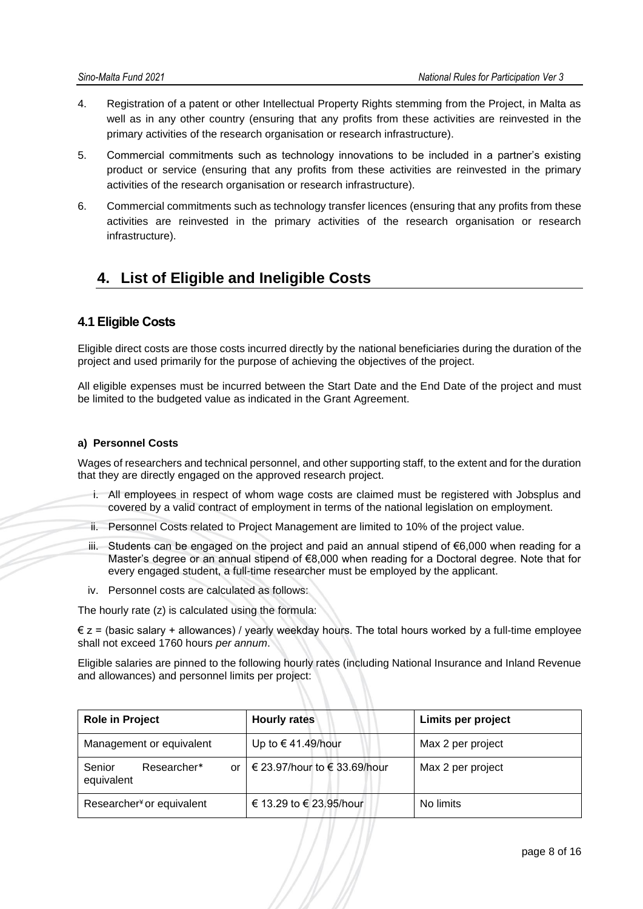4. Registration of a patent or other Intellectual Property Rights stemming from the Project, in Malta as well as in any other country (ensuring that any profits from these activities are reinvested in the primary activities of the research organisation or research infrastructure).
5. Commercial commitments such as technology innovations to be included in a partner's existing product or service (ensuring that any profits from these activities are reinvested in the primary activities of the research organisation or research infrastructure).
6. Commercial commitments such as technology transfer licences (ensuring that any profits from these activities are reinvested in the primary activities of the research organisation or research infrastructure).

## 4. List of Eligible and Ineligible Costs

### 4.1 Eligible Costs

Eligible direct costs are those costs incurred directly by the national beneficiaries during the duration of the project and used primarily for the purpose of achieving the objectives of the project.

All eligible expenses must be incurred between the Start Date and the End Date of the project and must be limited to the budgeted value as indicated in the Grant Agreement.

#### a) Personnel Costs

Wages of researchers and technical personnel, and other supporting staff, to the extent and for the duration that they are directly engaged on the approved research project.

i. All employees in respect of whom wage costs are claimed must be registered with Jobsplus and covered by a valid contract of employment in terms of the national legislation on employment.
ii. Personnel Costs related to Project Management are limited to 10% of the project value.
iii. Students can be engaged on the project and paid an annual stipend of €6,000 when reading for a Master's degree or an annual stipend of €8,000 when reading for a Doctoral degree. Note that for every engaged student, a full-time researcher must be employed by the applicant.
iv. Personnel costs are calculated as follows:

The hourly rate (z) is calculated using the formula:

€ z = (basic salary + allowances) / yearly weekday hours. The total hours worked by a full-time employee shall not exceed 1760 hours *per annum*.

Eligible salaries are pinned to the following hourly rates (including National Insurance and Inland Revenue and allowances) and personnel limits per project:

| Role in Project | Hourly rates | Limits per project |
|---|---|---|
| Management or equivalent | Up to € 41.49/hour | Max 2 per project |
| Senior Researcher* or equivalent | € 23.97/hour to € 33.69/hour | Max 2 per project |
| Researcher¥ or equivalent | € 13.29 to € 23.95/hour | No limits |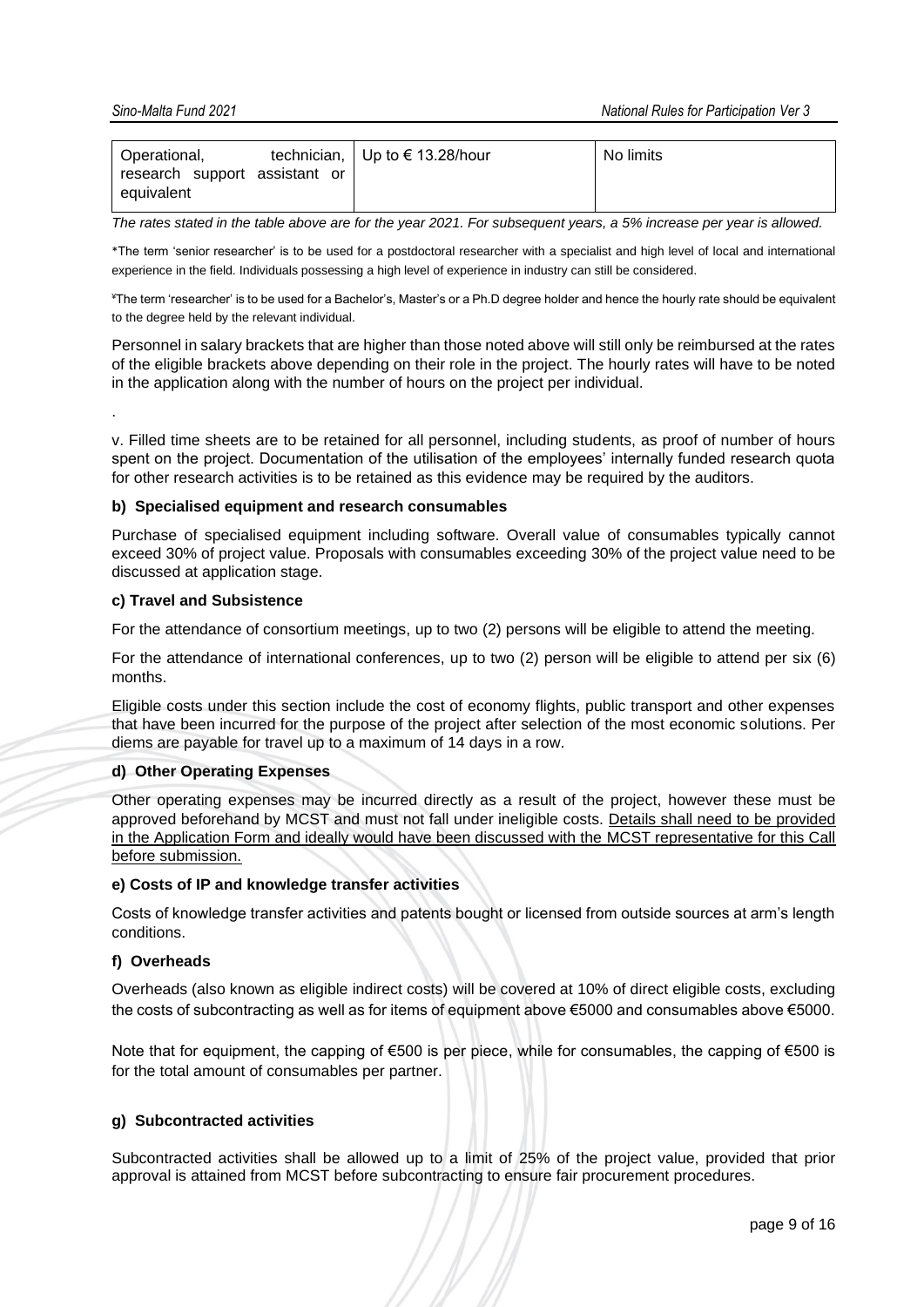| Operational, technician, research support assistant or equivalent | Up to € 13.28/hour | No limits |
|---|---|---|

*The rates stated in the table above are for the year 2021. For subsequent years, a 5% increase per year is allowed.*

*The term 'senior researcher' is to be used for a postdoctoral researcher with a specialist and high level of local and international experience in the field. Individuals possessing a high level of experience in industry can still be considered.

¥The term 'researcher' is to be used for a Bachelor's, Master's or a Ph.D degree holder and hence the hourly rate should be equivalent to the degree held by the relevant individual.

Personnel in salary brackets that are higher than those noted above will still only be reimbursed at the rates of the eligible brackets above depending on their role in the project. The hourly rates will have to be noted in the application along with the number of hours on the project per individual.

.

v. Filled time sheets are to be retained for all personnel, including students, as proof of number of hours spent on the project. Documentation of the utilisation of the employees' internally funded research quota for other research activities is to be retained as this evidence may be required by the auditors.

**b) Specialised equipment and research consumables**

Purchase of specialised equipment including software. Overall value of consumables typically cannot exceed 30% of project value. Proposals with consumables exceeding 30% of the project value need to be discussed at application stage.

**c) Travel and Subsistence**

For the attendance of consortium meetings, up to two (2) persons will be eligible to attend the meeting.

For the attendance of international conferences, up to two (2) person will be eligible to attend per six (6) months.

Eligible costs under this section include the cost of economy flights, public transport and other expenses that have been incurred for the purpose of the project after selection of the most economic solutions. Per diems are payable for travel up to a maximum of 14 days in a row.

**d) Other Operating Expenses**

Other operating expenses may be incurred directly as a result of the project, however these must be approved beforehand by MCST and must not fall under ineligible costs. Details shall need to be provided in the Application Form and ideally would have been discussed with the MCST representative for this Call before submission.

**e) Costs of IP and knowledge transfer activities**

Costs of knowledge transfer activities and patents bought or licensed from outside sources at arm's length conditions.

**f) Overheads**

Overheads (also known as eligible indirect costs) will be covered at 10% of direct eligible costs, excluding the costs of subcontracting as well as for items of equipment above €5000 and consumables above €5000.

Note that for equipment, the capping of €500 is per piece, while for consumables, the capping of €500 is for the total amount of consumables per partner.

**g) Subcontracted activities**

Subcontracted activities shall be allowed up to a limit of 25% of the project value, provided that prior approval is attained from MCST before subcontracting to ensure fair procurement procedures.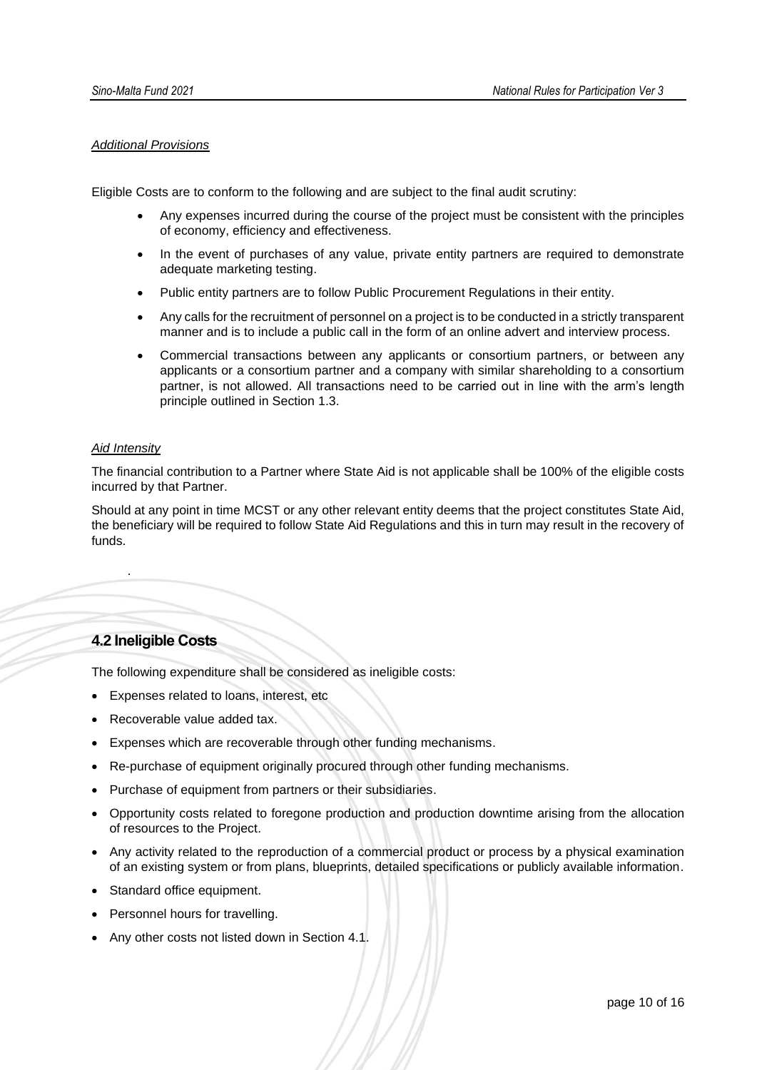*Additional Provisions*

Eligible Costs are to conform to the following and are subject to the final audit scrutiny:

- Any expenses incurred during the course of the project must be consistent with the principles of economy, efficiency and effectiveness.
- In the event of purchases of any value, private entity partners are required to demonstrate adequate marketing testing.
- Public entity partners are to follow Public Procurement Regulations in their entity.
- Any calls for the recruitment of personnel on a project is to be conducted in a strictly transparent manner and is to include a public call in the form of an online advert and interview process.
- Commercial transactions between any applicants or consortium partners, or between any applicants or a consortium partner and a company with similar shareholding to a consortium partner, is not allowed. All transactions need to be carried out in line with the arm's length principle outlined in Section 1.3.

*Aid Intensity*

The financial contribution to a Partner where State Aid is not applicable shall be 100% of the eligible costs incurred by that Partner.

Should at any point in time MCST or any other relevant entity deems that the project constitutes State Aid, the beneficiary will be required to follow State Aid Regulations and this in turn may result in the recovery of funds.

## 4.2 Ineligible Costs

The following expenditure shall be considered as ineligible costs:

- Expenses related to loans, interest, etc
- Recoverable value added tax.
- Expenses which are recoverable through other funding mechanisms.
- Re-purchase of equipment originally procured through other funding mechanisms.
- Purchase of equipment from partners or their subsidiaries.
- Opportunity costs related to foregone production and production downtime arising from the allocation of resources to the Project.
- Any activity related to the reproduction of a commercial product or process by a physical examination of an existing system or from plans, blueprints, detailed specifications or publicly available information.
- Standard office equipment.
- Personnel hours for travelling.
- Any other costs not listed down in Section 4.1.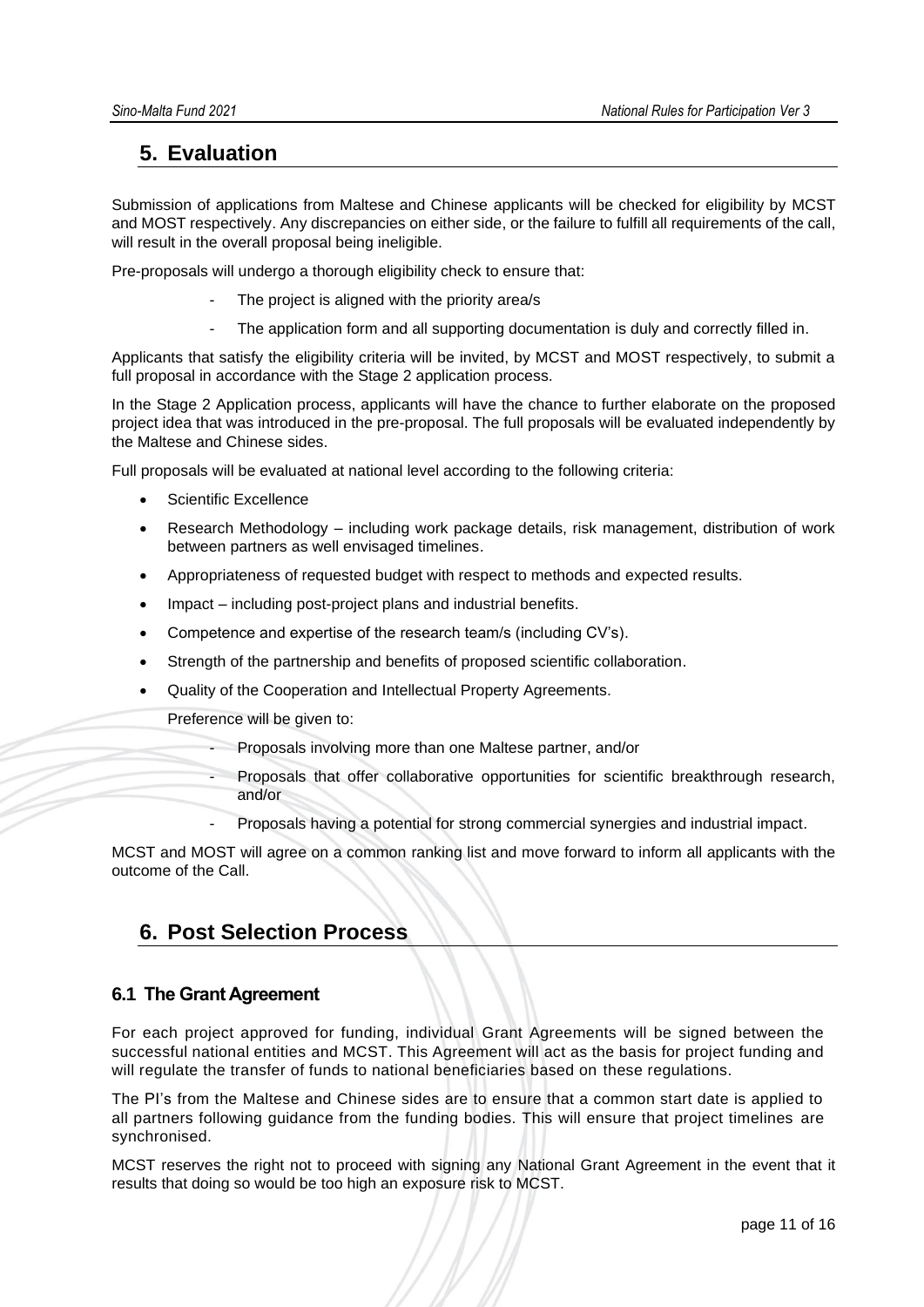## 5. Evaluation

Submission of applications from Maltese and Chinese applicants will be checked for eligibility by MCST and MOST respectively. Any discrepancies on either side, or the failure to fulfill all requirements of the call, will result in the overall proposal being ineligible.

Pre-proposals will undergo a thorough eligibility check to ensure that:

- The project is aligned with the priority area/s
- The application form and all supporting documentation is duly and correctly filled in.

Applicants that satisfy the eligibility criteria will be invited, by MCST and MOST respectively, to submit a full proposal in accordance with the Stage 2 application process.

In the Stage 2 Application process, applicants will have the chance to further elaborate on the proposed project idea that was introduced in the pre-proposal. The full proposals will be evaluated independently by the Maltese and Chinese sides.

Full proposals will be evaluated at national level according to the following criteria:

- Scientific Excellence
- Research Methodology – including work package details, risk management, distribution of work between partners as well envisaged timelines.
- Appropriateness of requested budget with respect to methods and expected results.
- Impact – including post-project plans and industrial benefits.
- Competence and expertise of the research team/s (including CV's).
- Strength of the partnership and benefits of proposed scientific collaboration.
- Quality of the Cooperation and Intellectual Property Agreements.

  Preference will be given to:

  - Proposals involving more than one Maltese partner, and/or
  - Proposals that offer collaborative opportunities for scientific breakthrough research, and/or
  - Proposals having a potential for strong commercial synergies and industrial impact.

MCST and MOST will agree on a common ranking list and move forward to inform all applicants with the outcome of the Call.

## 6. Post Selection Process

### 6.1 The Grant Agreement

For each project approved for funding, individual Grant Agreements will be signed between the successful national entities and MCST. This Agreement will act as the basis for project funding and will regulate the transfer of funds to national beneficiaries based on these regulations.

The PI's from the Maltese and Chinese sides are to ensure that a common start date is applied to all partners following guidance from the funding bodies. This will ensure that project timelines are synchronised.

MCST reserves the right not to proceed with signing any National Grant Agreement in the event that it results that doing so would be too high an exposure risk to MCST.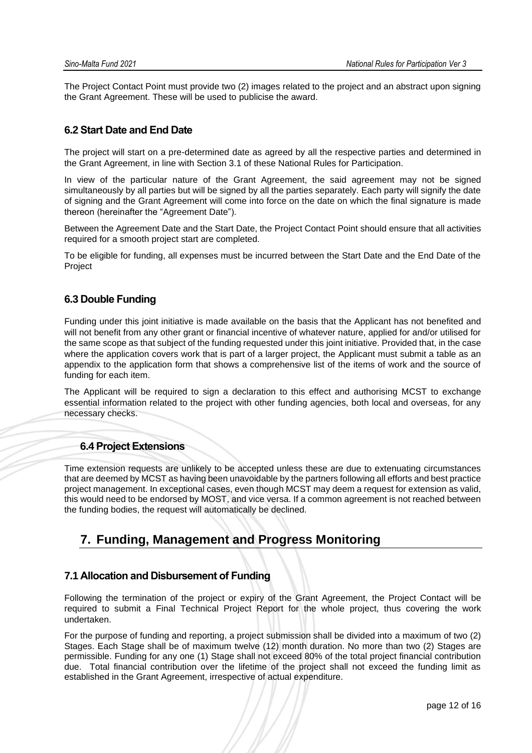The Project Contact Point must provide two (2) images related to the project and an abstract upon signing the Grant Agreement. These will be used to publicise the award.

### 6.2 Start Date and End Date

The project will start on a pre-determined date as agreed by all the respective parties and determined in the Grant Agreement, in line with Section 3.1 of these National Rules for Participation.

In view of the particular nature of the Grant Agreement, the said agreement may not be signed simultaneously by all parties but will be signed by all the parties separately. Each party will signify the date of signing and the Grant Agreement will come into force on the date on which the final signature is made thereon (hereinafter the "Agreement Date").

Between the Agreement Date and the Start Date, the Project Contact Point should ensure that all activities required for a smooth project start are completed.

To be eligible for funding, all expenses must be incurred between the Start Date and the End Date of the Project

### 6.3 Double Funding

Funding under this joint initiative is made available on the basis that the Applicant has not benefited and will not benefit from any other grant or financial incentive of whatever nature, applied for and/or utilised for the same scope as that subject of the funding requested under this joint initiative. Provided that, in the case where the application covers work that is part of a larger project, the Applicant must submit a table as an appendix to the application form that shows a comprehensive list of the items of work and the source of funding for each item.

The Applicant will be required to sign a declaration to this effect and authorising MCST to exchange essential information related to the project with other funding agencies, both local and overseas, for any necessary checks.

### 6.4 Project Extensions

Time extension requests are unlikely to be accepted unless these are due to extenuating circumstances that are deemed by MCST as having been unavoidable by the partners following all efforts and best practice project management. In exceptional cases, even though MCST may deem a request for extension as valid, this would need to be endorsed by MOST, and vice versa. If a common agreement is not reached between the funding bodies, the request will automatically be declined.

## 7. Funding, Management and Progress Monitoring

### 7.1 Allocation and Disbursement of Funding

Following the termination of the project or expiry of the Grant Agreement, the Project Contact will be required to submit a Final Technical Project Report for the whole project, thus covering the work undertaken.

For the purpose of funding and reporting, a project submission shall be divided into a maximum of two (2) Stages. Each Stage shall be of maximum twelve (12) month duration. No more than two (2) Stages are permissible. Funding for any one (1) Stage shall not exceed 80% of the total project financial contribution due. Total financial contribution over the lifetime of the project shall not exceed the funding limit as established in the Grant Agreement, irrespective of actual expenditure.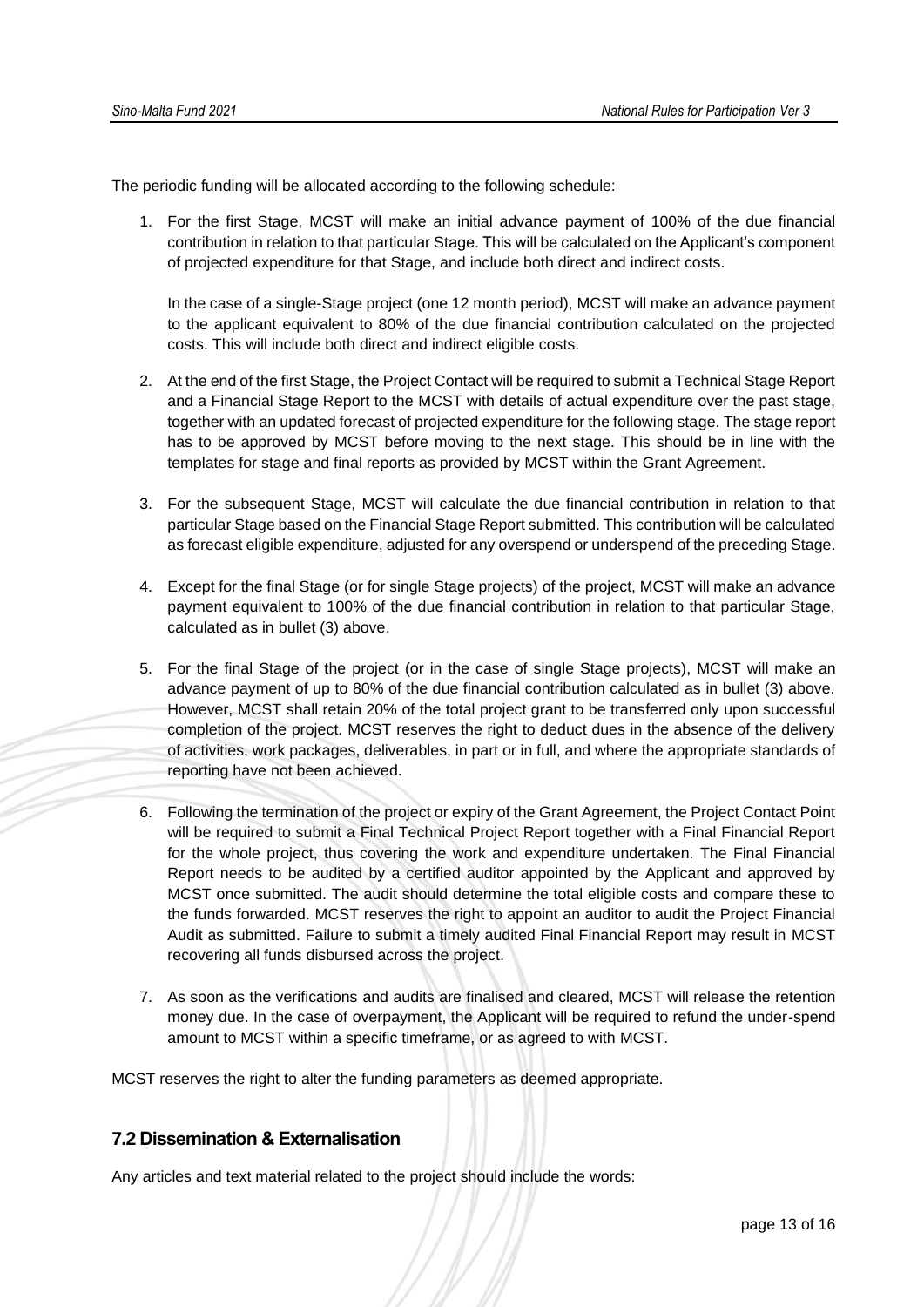The periodic funding will be allocated according to the following schedule:

1. For the first Stage, MCST will make an initial advance payment of 100% of the due financial contribution in relation to that particular Stage. This will be calculated on the Applicant's component of projected expenditure for that Stage, and include both direct and indirect costs.

   In the case of a single-Stage project (one 12 month period), MCST will make an advance payment to the applicant equivalent to 80% of the due financial contribution calculated on the projected costs. This will include both direct and indirect eligible costs.

2. At the end of the first Stage, the Project Contact will be required to submit a Technical Stage Report and a Financial Stage Report to the MCST with details of actual expenditure over the past stage, together with an updated forecast of projected expenditure for the following stage. The stage report has to be approved by MCST before moving to the next stage. This should be in line with the templates for stage and final reports as provided by MCST within the Grant Agreement.

3. For the subsequent Stage, MCST will calculate the due financial contribution in relation to that particular Stage based on the Financial Stage Report submitted. This contribution will be calculated as forecast eligible expenditure, adjusted for any overspend or underspend of the preceding Stage.

4. Except for the final Stage (or for single Stage projects) of the project, MCST will make an advance payment equivalent to 100% of the due financial contribution in relation to that particular Stage, calculated as in bullet (3) above.

5. For the final Stage of the project (or in the case of single Stage projects), MCST will make an advance payment of up to 80% of the due financial contribution calculated as in bullet (3) above. However, MCST shall retain 20% of the total project grant to be transferred only upon successful completion of the project. MCST reserves the right to deduct dues in the absence of the delivery of activities, work packages, deliverables, in part or in full, and where the appropriate standards of reporting have not been achieved.

6. Following the termination of the project or expiry of the Grant Agreement, the Project Contact Point will be required to submit a Final Technical Project Report together with a Final Financial Report for the whole project, thus covering the work and expenditure undertaken. The Final Financial Report needs to be audited by a certified auditor appointed by the Applicant and approved by MCST once submitted. The audit should determine the total eligible costs and compare these to the funds forwarded. MCST reserves the right to appoint an auditor to audit the Project Financial Audit as submitted. Failure to submit a timely audited Final Financial Report may result in MCST recovering all funds disbursed across the project.

7. As soon as the verifications and audits are finalised and cleared, MCST will release the retention money due. In the case of overpayment, the Applicant will be required to refund the under-spend amount to MCST within a specific timeframe, or as agreed to with MCST.

MCST reserves the right to alter the funding parameters as deemed appropriate.

## 7.2 Dissemination & Externalisation

Any articles and text material related to the project should include the words: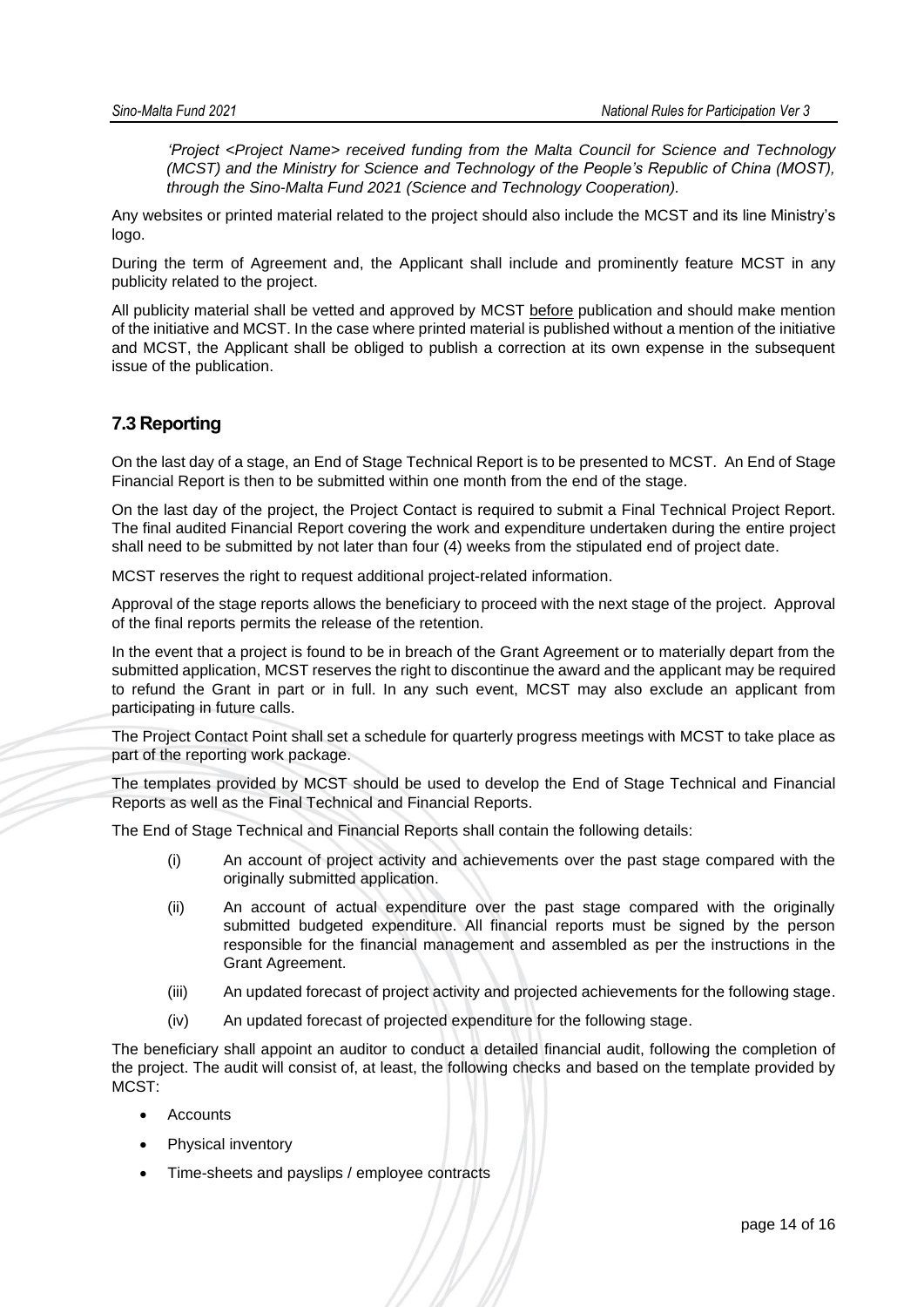*'Project <Project Name> received funding from the Malta Council for Science and Technology (MCST) and the Ministry for Science and Technology of the People's Republic of China (MOST), through the Sino-Malta Fund 2021 (Science and Technology Cooperation).*

Any websites or printed material related to the project should also include the MCST and its line Ministry's logo.

During the term of Agreement and, the Applicant shall include and prominently feature MCST in any publicity related to the project.

All publicity material shall be vetted and approved by MCST before publication and should make mention of the initiative and MCST. In the case where printed material is published without a mention of the initiative and MCST, the Applicant shall be obliged to publish a correction at its own expense in the subsequent issue of the publication.

## 7.3 Reporting

On the last day of a stage, an End of Stage Technical Report is to be presented to MCST. An End of Stage Financial Report is then to be submitted within one month from the end of the stage.

On the last day of the project, the Project Contact is required to submit a Final Technical Project Report. The final audited Financial Report covering the work and expenditure undertaken during the entire project shall need to be submitted by not later than four (4) weeks from the stipulated end of project date.

MCST reserves the right to request additional project-related information.

Approval of the stage reports allows the beneficiary to proceed with the next stage of the project. Approval of the final reports permits the release of the retention.

In the event that a project is found to be in breach of the Grant Agreement or to materially depart from the submitted application, MCST reserves the right to discontinue the award and the applicant may be required to refund the Grant in part or in full. In any such event, MCST may also exclude an applicant from participating in future calls.

The Project Contact Point shall set a schedule for quarterly progress meetings with MCST to take place as part of the reporting work package.

The templates provided by MCST should be used to develop the End of Stage Technical and Financial Reports as well as the Final Technical and Financial Reports.

The End of Stage Technical and Financial Reports shall contain the following details:

(i) An account of project activity and achievements over the past stage compared with the originally submitted application.

(ii) An account of actual expenditure over the past stage compared with the originally submitted budgeted expenditure. All financial reports must be signed by the person responsible for the financial management and assembled as per the instructions in the Grant Agreement.

(iii) An updated forecast of project activity and projected achievements for the following stage.

(iv) An updated forecast of projected expenditure for the following stage.

The beneficiary shall appoint an auditor to conduct a detailed financial audit, following the completion of the project. The audit will consist of, at least, the following checks and based on the template provided by MCST:

- Accounts
- Physical inventory
- Time-sheets and payslips / employee contracts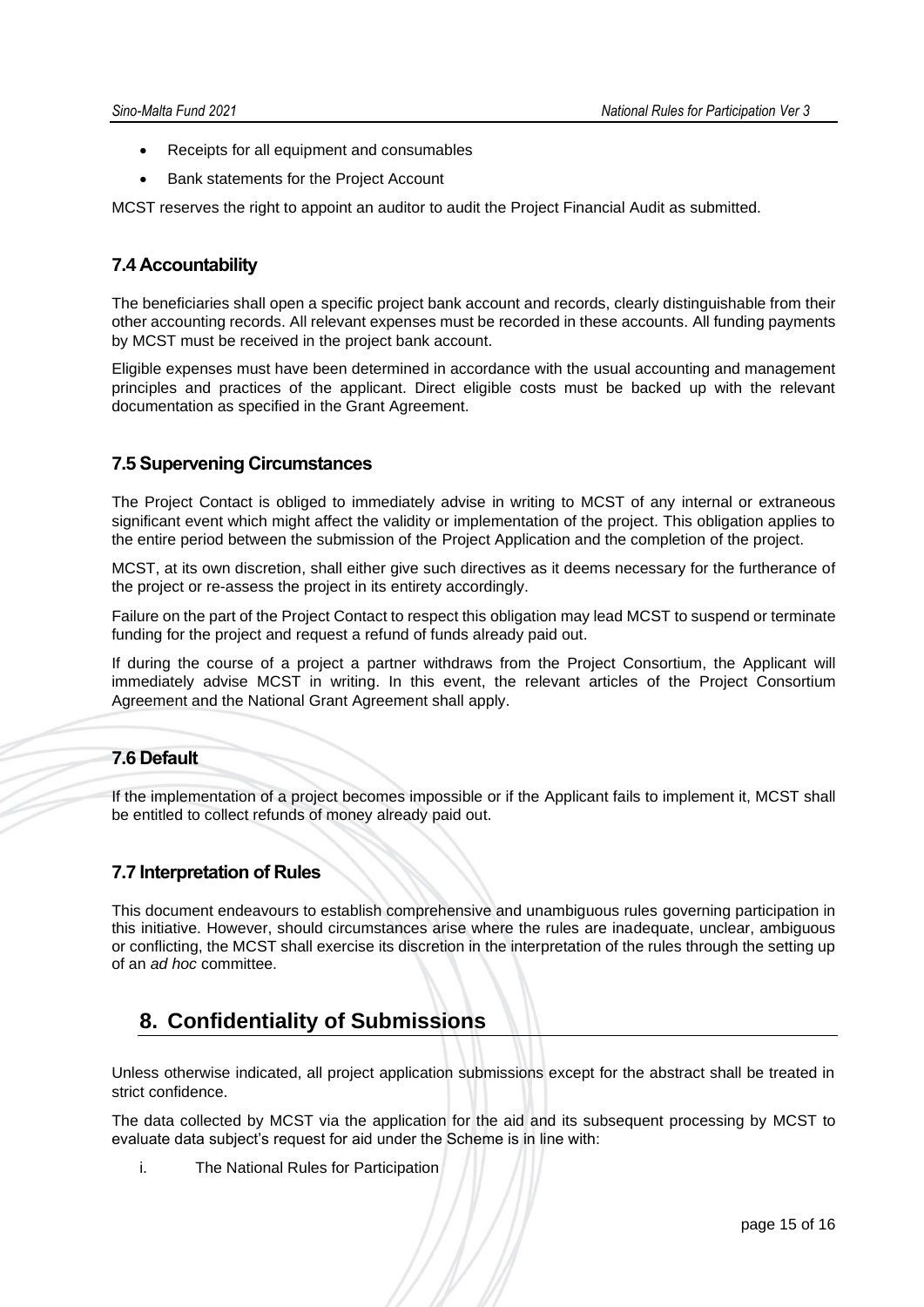- Receipts for all equipment and consumables
- Bank statements for the Project Account

MCST reserves the right to appoint an auditor to audit the Project Financial Audit as submitted.

### 7.4 Accountability

The beneficiaries shall open a specific project bank account and records, clearly distinguishable from their other accounting records. All relevant expenses must be recorded in these accounts. All funding payments by MCST must be received in the project bank account.

Eligible expenses must have been determined in accordance with the usual accounting and management principles and practices of the applicant. Direct eligible costs must be backed up with the relevant documentation as specified in the Grant Agreement.

### 7.5 Supervening Circumstances

The Project Contact is obliged to immediately advise in writing to MCST of any internal or extraneous significant event which might affect the validity or implementation of the project. This obligation applies to the entire period between the submission of the Project Application and the completion of the project.

MCST, at its own discretion, shall either give such directives as it deems necessary for the furtherance of the project or re-assess the project in its entirety accordingly.

Failure on the part of the Project Contact to respect this obligation may lead MCST to suspend or terminate funding for the project and request a refund of funds already paid out.

If during the course of a project a partner withdraws from the Project Consortium, the Applicant will immediately advise MCST in writing. In this event, the relevant articles of the Project Consortium Agreement and the National Grant Agreement shall apply.

### 7.6 Default

If the implementation of a project becomes impossible or if the Applicant fails to implement it, MCST shall be entitled to collect refunds of money already paid out.

### 7.7 Interpretation of Rules

This document endeavours to establish comprehensive and unambiguous rules governing participation in this initiative. However, should circumstances arise where the rules are inadequate, unclear, ambiguous or conflicting, the MCST shall exercise its discretion in the interpretation of the rules through the setting up of an *ad hoc* committee.

## 8. Confidentiality of Submissions

Unless otherwise indicated, all project application submissions except for the abstract shall be treated in strict confidence.

The data collected by MCST via the application for the aid and its subsequent processing by MCST to evaluate data subject's request for aid under the Scheme is in line with:

i. The National Rules for Participation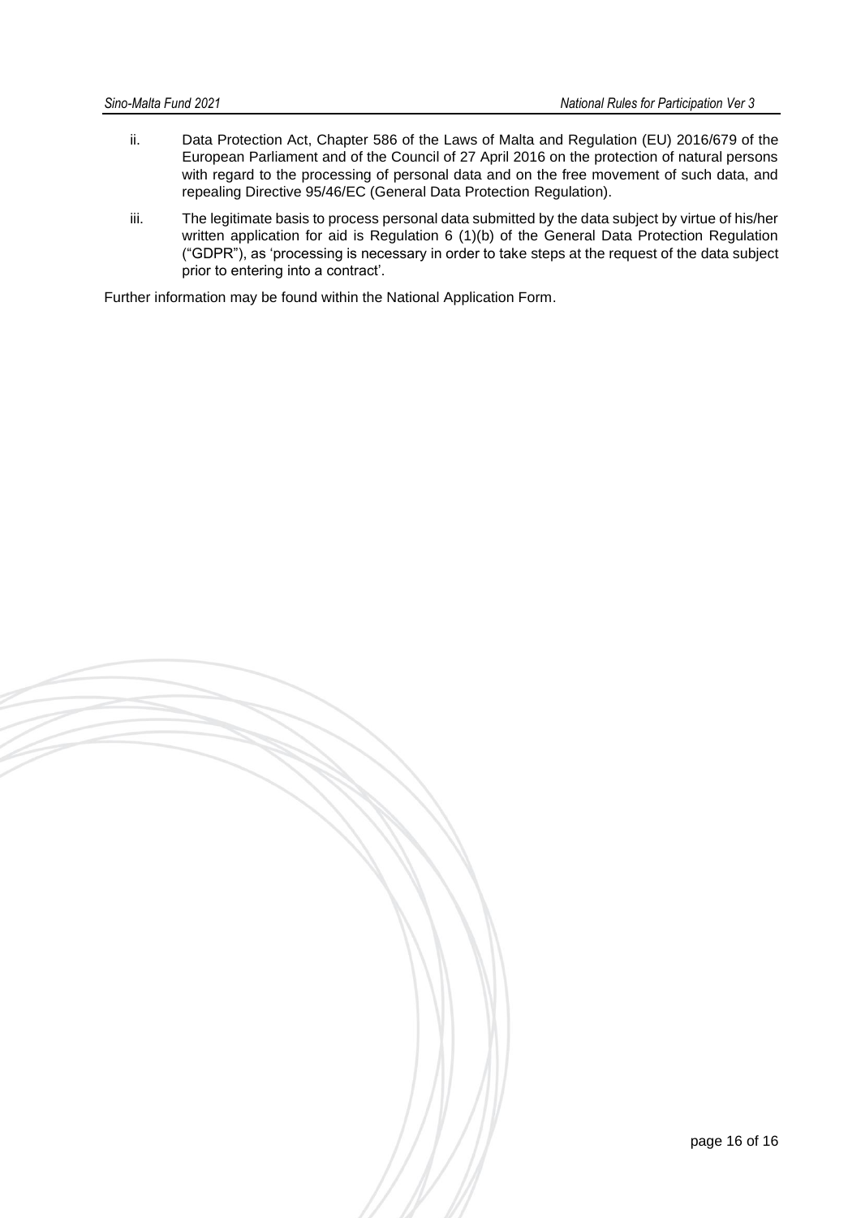ii. Data Protection Act, Chapter 586 of the Laws of Malta and Regulation (EU) 2016/679 of the European Parliament and of the Council of 27 April 2016 on the protection of natural persons with regard to the processing of personal data and on the free movement of such data, and repealing Directive 95/46/EC (General Data Protection Regulation).

iii. The legitimate basis to process personal data submitted by the data subject by virtue of his/her written application for aid is Regulation 6 (1)(b) of the General Data Protection Regulation ("GDPR"), as 'processing is necessary in order to take steps at the request of the data subject prior to entering into a contract'.

Further information may be found within the National Application Form.